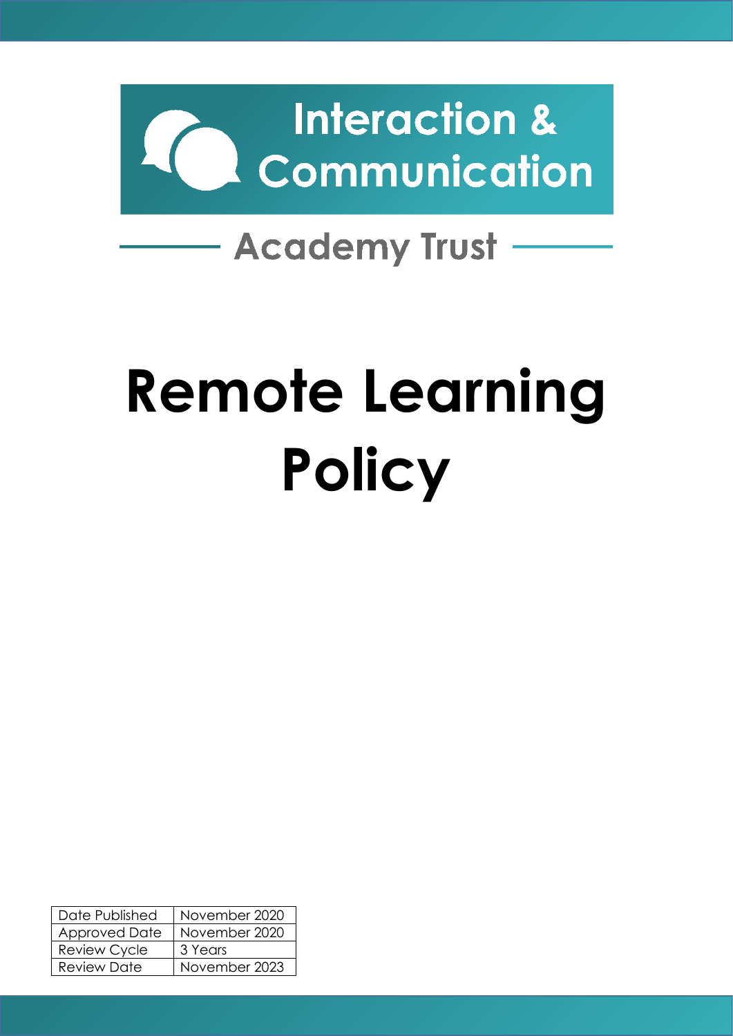Interaction & Communication

Academy Trust

# Remote Learning Policy

| Date Published | November 2020 |
|---|---|
| Approved Date | November 2020 |
| Review Cycle | 3 Years |
| Review Date | November 2023 |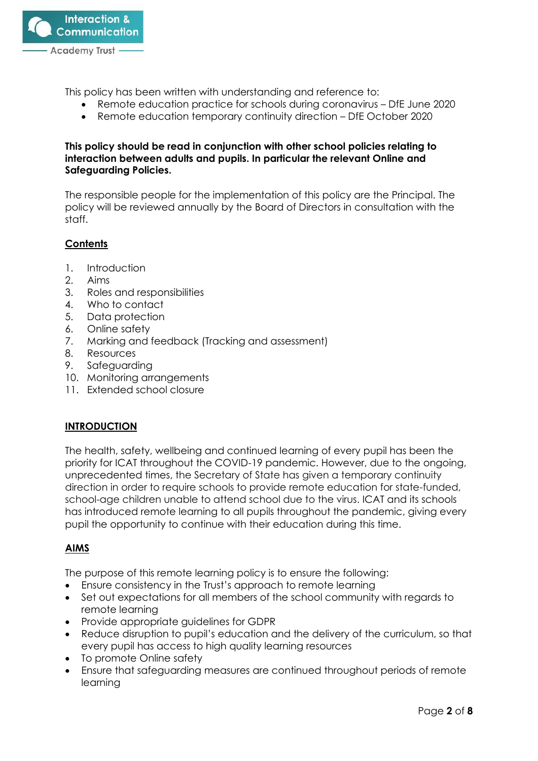This policy has been written with understanding and reference to:

- Remote education practice for schools during coronavirus – DfE June 2020
- Remote education temporary continuity direction – DfE October 2020

**This policy should be read in conjunction with other school policies relating to interaction between adults and pupils. In particular the relevant Online and Safeguarding Policies.**

The responsible people for the implementation of this policy are the Principal. The policy will be reviewed annually by the Board of Directors in consultation with the staff.

## Contents

1. Introduction
2. Aims
3. Roles and responsibilities
4. Who to contact
5. Data protection
6. Online safety
7. Marking and feedback (Tracking and assessment)
8. Resources
9. Safeguarding
10. Monitoring arrangements
11. Extended school closure

## INTRODUCTION

The health, safety, wellbeing and continued learning of every pupil has been the priority for ICAT throughout the COVID-19 pandemic. However, due to the ongoing, unprecedented times, the Secretary of State has given a temporary continuity direction in order to require schools to provide remote education for state-funded, school-age children unable to attend school due to the virus. ICAT and its schools has introduced remote learning to all pupils throughout the pandemic, giving every pupil the opportunity to continue with their education during this time.

## AIMS

The purpose of this remote learning policy is to ensure the following:

- Ensure consistency in the Trust's approach to remote learning
- Set out expectations for all members of the school community with regards to remote learning
- Provide appropriate guidelines for GDPR
- Reduce disruption to pupil's education and the delivery of the curriculum, so that every pupil has access to high quality learning resources
- To promote Online safety
- Ensure that safeguarding measures are continued throughout periods of remote learning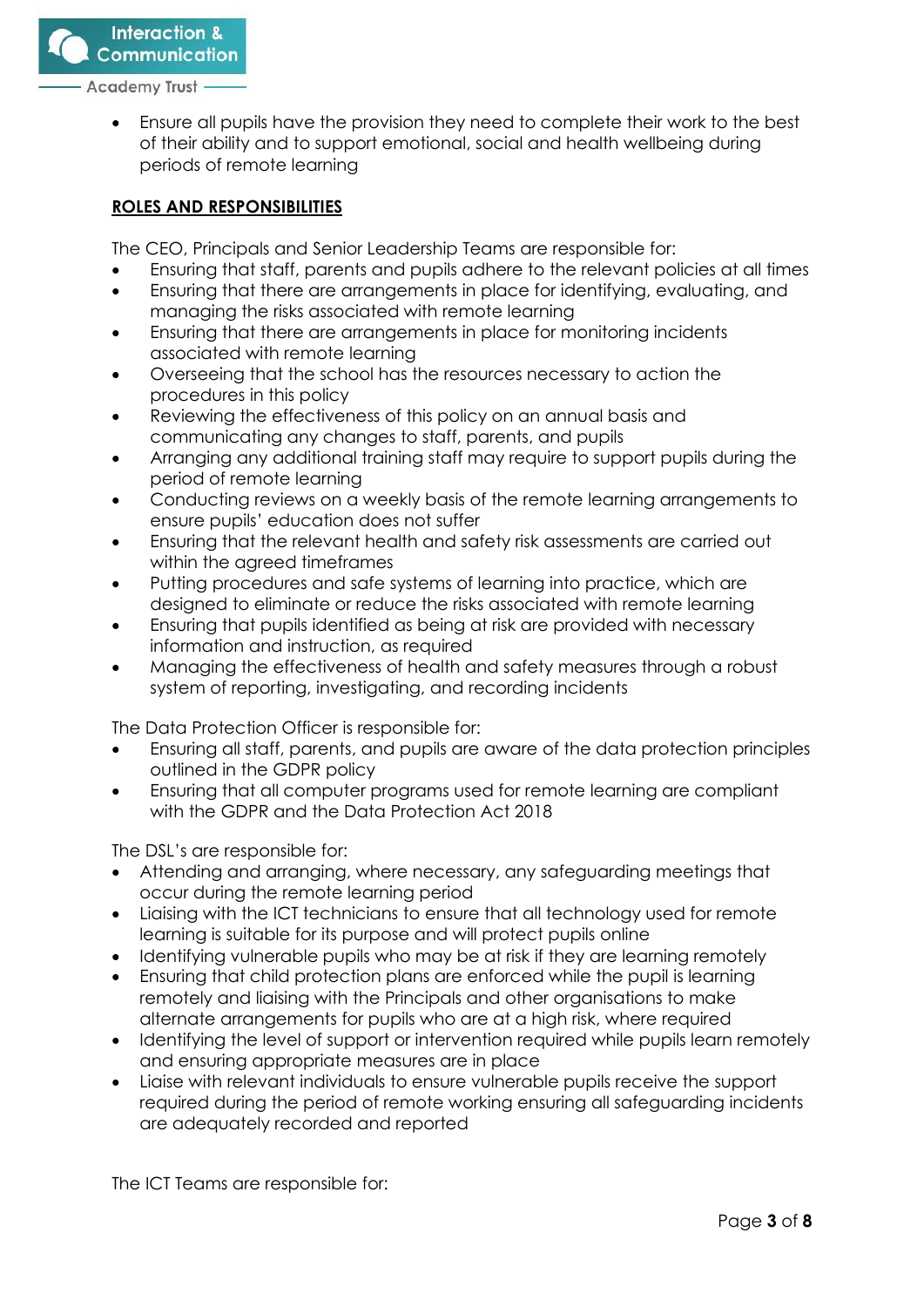- Ensure all pupils have the provision they need to complete their work to the best of their ability and to support emotional, social and health wellbeing during periods of remote learning

**ROLES AND RESPONSIBILITIES**

The CEO, Principals and Senior Leadership Teams are responsible for:

- Ensuring that staff, parents and pupils adhere to the relevant policies at all times
- Ensuring that there are arrangements in place for identifying, evaluating, and managing the risks associated with remote learning
- Ensuring that there are arrangements in place for monitoring incidents associated with remote learning
- Overseeing that the school has the resources necessary to action the procedures in this policy
- Reviewing the effectiveness of this policy on an annual basis and communicating any changes to staff, parents, and pupils
- Arranging any additional training staff may require to support pupils during the period of remote learning
- Conducting reviews on a weekly basis of the remote learning arrangements to ensure pupils' education does not suffer
- Ensuring that the relevant health and safety risk assessments are carried out within the agreed timeframes
- Putting procedures and safe systems of learning into practice, which are designed to eliminate or reduce the risks associated with remote learning
- Ensuring that pupils identified as being at risk are provided with necessary information and instruction, as required
- Managing the effectiveness of health and safety measures through a robust system of reporting, investigating, and recording incidents

The Data Protection Officer is responsible for:

- Ensuring all staff, parents, and pupils are aware of the data protection principles outlined in the GDPR policy
- Ensuring that all computer programs used for remote learning are compliant with the GDPR and the Data Protection Act 2018

The DSL's are responsible for:

- Attending and arranging, where necessary, any safeguarding meetings that occur during the remote learning period
- Liaising with the ICT technicians to ensure that all technology used for remote learning is suitable for its purpose and will protect pupils online
- Identifying vulnerable pupils who may be at risk if they are learning remotely
- Ensuring that child protection plans are enforced while the pupil is learning remotely and liaising with the Principals and other organisations to make alternate arrangements for pupils who are at a high risk, where required
- Identifying the level of support or intervention required while pupils learn remotely and ensuring appropriate measures are in place
- Liaise with relevant individuals to ensure vulnerable pupils receive the support required during the period of remote working ensuring all safeguarding incidents are adequately recorded and reported

The ICT Teams are responsible for: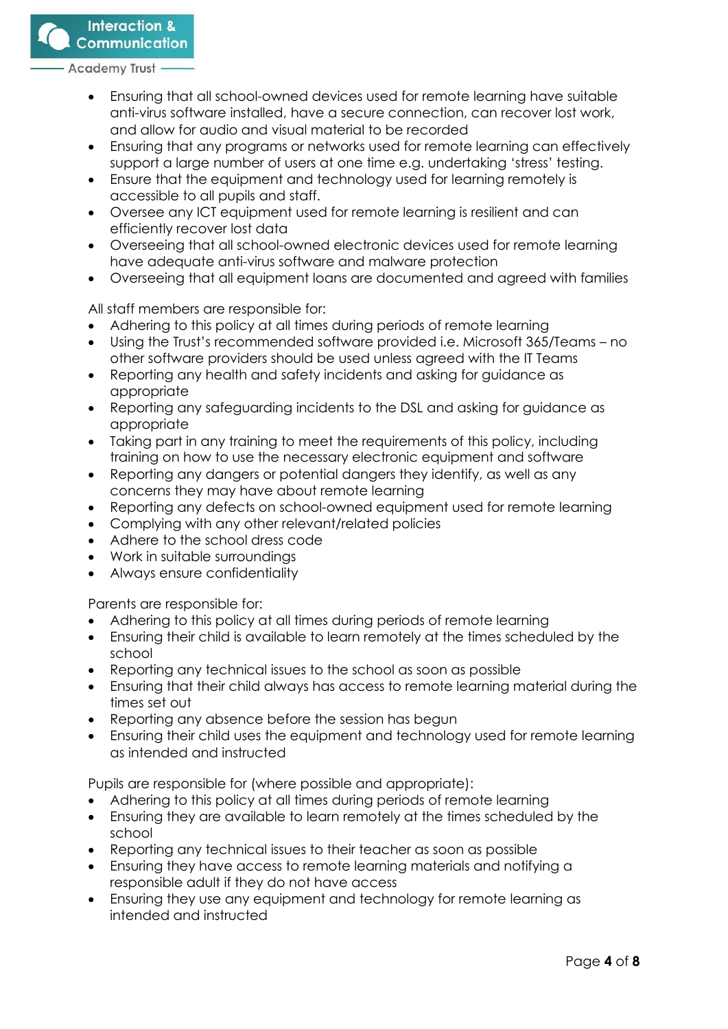- Ensuring that all school-owned devices used for remote learning have suitable anti-virus software installed, have a secure connection, can recover lost work, and allow for audio and visual material to be recorded
- Ensuring that any programs or networks used for remote learning can effectively support a large number of users at one time e.g. undertaking 'stress' testing.
- Ensure that the equipment and technology used for learning remotely is accessible to all pupils and staff.
- Oversee any ICT equipment used for remote learning is resilient and can efficiently recover lost data
- Overseeing that all school-owned electronic devices used for remote learning have adequate anti-virus software and malware protection
- Overseeing that all equipment loans are documented and agreed with families

All staff members are responsible for:

- Adhering to this policy at all times during periods of remote learning
- Using the Trust's recommended software provided i.e. Microsoft 365/Teams – no other software providers should be used unless agreed with the IT Teams
- Reporting any health and safety incidents and asking for guidance as appropriate
- Reporting any safeguarding incidents to the DSL and asking for guidance as appropriate
- Taking part in any training to meet the requirements of this policy, including training on how to use the necessary electronic equipment and software
- Reporting any dangers or potential dangers they identify, as well as any concerns they may have about remote learning
- Reporting any defects on school-owned equipment used for remote learning
- Complying with any other relevant/related policies
- Adhere to the school dress code
- Work in suitable surroundings
- Always ensure confidentiality

Parents are responsible for:

- Adhering to this policy at all times during periods of remote learning
- Ensuring their child is available to learn remotely at the times scheduled by the school
- Reporting any technical issues to the school as soon as possible
- Ensuring that their child always has access to remote learning material during the times set out
- Reporting any absence before the session has begun
- Ensuring their child uses the equipment and technology used for remote learning as intended and instructed

Pupils are responsible for (where possible and appropriate):

- Adhering to this policy at all times during periods of remote learning
- Ensuring they are available to learn remotely at the times scheduled by the school
- Reporting any technical issues to their teacher as soon as possible
- Ensuring they have access to remote learning materials and notifying a responsible adult if they do not have access
- Ensuring they use any equipment and technology for remote learning as intended and instructed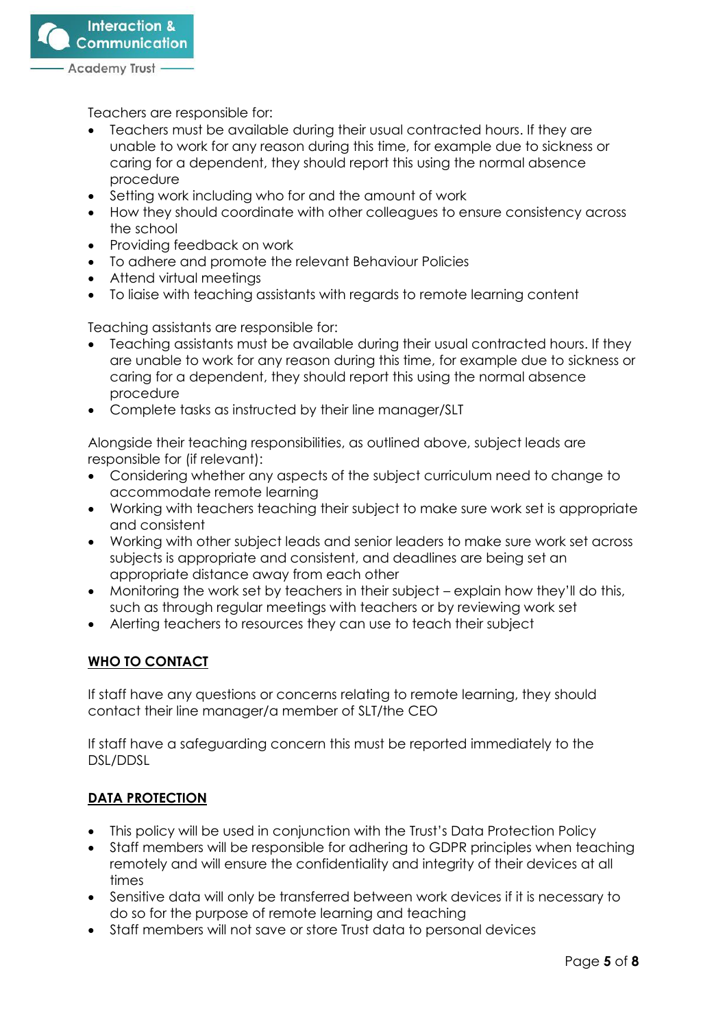Teachers are responsible for:

- Teachers must be available during their usual contracted hours. If they are unable to work for any reason during this time, for example due to sickness or caring for a dependent, they should report this using the normal absence procedure
- Setting work including who for and the amount of work
- How they should coordinate with other colleagues to ensure consistency across the school
- Providing feedback on work
- To adhere and promote the relevant Behaviour Policies
- Attend virtual meetings
- To liaise with teaching assistants with regards to remote learning content

Teaching assistants are responsible for:

- Teaching assistants must be available during their usual contracted hours. If they are unable to work for any reason during this time, for example due to sickness or caring for a dependent, they should report this using the normal absence procedure
- Complete tasks as instructed by their line manager/SLT

Alongside their teaching responsibilities, as outlined above, subject leads are responsible for (if relevant):

- Considering whether any aspects of the subject curriculum need to change to accommodate remote learning
- Working with teachers teaching their subject to make sure work set is appropriate and consistent
- Working with other subject leads and senior leaders to make sure work set across subjects is appropriate and consistent, and deadlines are being set an appropriate distance away from each other
- Monitoring the work set by teachers in their subject – explain how they'll do this, such as through regular meetings with teachers or by reviewing work set
- Alerting teachers to resources they can use to teach their subject

## WHO TO CONTACT

If staff have any questions or concerns relating to remote learning, they should contact their line manager/a member of SLT/the CEO

If staff have a safeguarding concern this must be reported immediately to the DSL/DDSL

## DATA PROTECTION

- This policy will be used in conjunction with the Trust's Data Protection Policy
- Staff members will be responsible for adhering to GDPR principles when teaching remotely and will ensure the confidentiality and integrity of their devices at all times
- Sensitive data will only be transferred between work devices if it is necessary to do so for the purpose of remote learning and teaching
- Staff members will not save or store Trust data to personal devices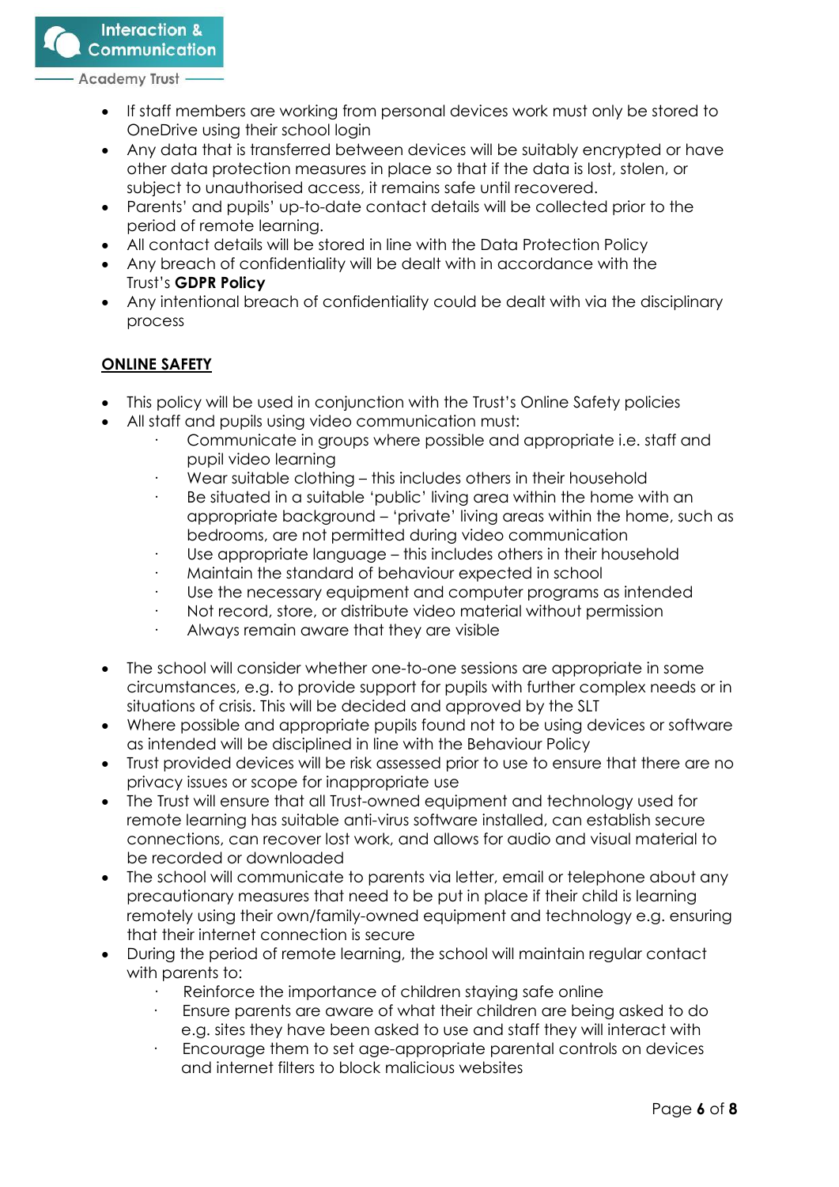- If staff members are working from personal devices work must only be stored to OneDrive using their school login
- Any data that is transferred between devices will be suitably encrypted or have other data protection measures in place so that if the data is lost, stolen, or subject to unauthorised access, it remains safe until recovered.
- Parents' and pupils' up-to-date contact details will be collected prior to the period of remote learning.
- All contact details will be stored in line with the Data Protection Policy
- Any breach of confidentiality will be dealt with in accordance with the Trust's **GDPR Policy**
- Any intentional breach of confidentiality could be dealt with via the disciplinary process

**ONLINE SAFETY**

- This policy will be used in conjunction with the Trust's Online Safety policies
- All staff and pupils using video communication must:
  - Communicate in groups where possible and appropriate i.e. staff and pupil video learning
  - Wear suitable clothing – this includes others in their household
  - Be situated in a suitable 'public' living area within the home with an appropriate background – 'private' living areas within the home, such as bedrooms, are not permitted during video communication
  - Use appropriate language – this includes others in their household
  - Maintain the standard of behaviour expected in school
  - Use the necessary equipment and computer programs as intended
  - Not record, store, or distribute video material without permission
  - Always remain aware that they are visible

- The school will consider whether one-to-one sessions are appropriate in some circumstances, e.g. to provide support for pupils with further complex needs or in situations of crisis. This will be decided and approved by the SLT
- Where possible and appropriate pupils found not to be using devices or software as intended will be disciplined in line with the Behaviour Policy
- Trust provided devices will be risk assessed prior to use to ensure that there are no privacy issues or scope for inappropriate use
- The Trust will ensure that all Trust-owned equipment and technology used for remote learning has suitable anti-virus software installed, can establish secure connections, can recover lost work, and allows for audio and visual material to be recorded or downloaded
- The school will communicate to parents via letter, email or telephone about any precautionary measures that need to be put in place if their child is learning remotely using their own/family-owned equipment and technology e.g. ensuring that their internet connection is secure
- During the period of remote learning, the school will maintain regular contact with parents to:
  - Reinforce the importance of children staying safe online
  - Ensure parents are aware of what their children are being asked to do e.g. sites they have been asked to use and staff they will interact with
  - Encourage them to set age-appropriate parental controls on devices and internet filters to block malicious websites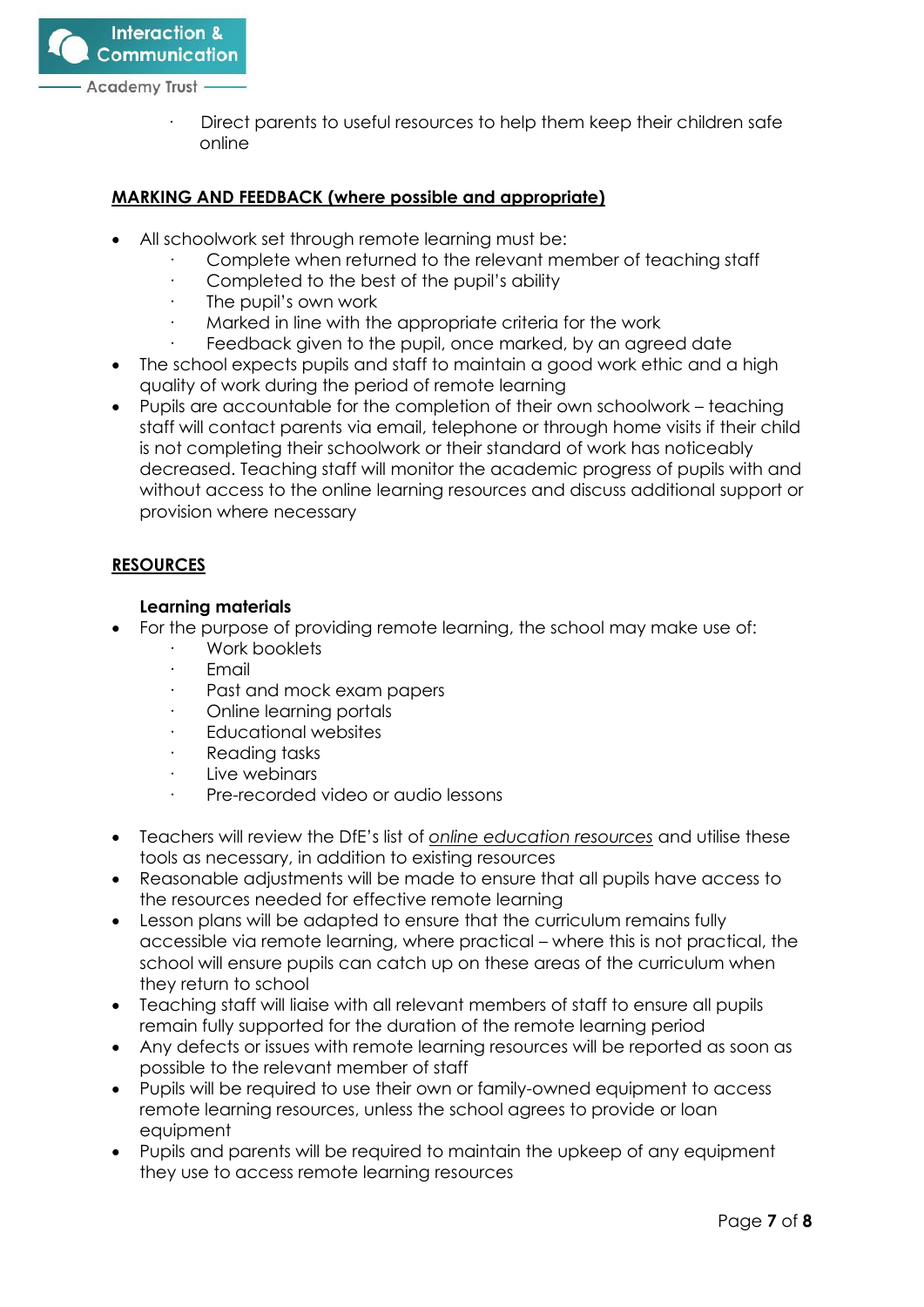- Direct parents to useful resources to help them keep their children safe online

**MARKING AND FEEDBACK (where possible and appropriate)**

- All schoolwork set through remote learning must be:
  - Complete when returned to the relevant member of teaching staff
  - Completed to the best of the pupil's ability
  - The pupil's own work
  - Marked in line with the appropriate criteria for the work
  - Feedback given to the pupil, once marked, by an agreed date
- The school expects pupils and staff to maintain a good work ethic and a high quality of work during the period of remote learning
- Pupils are accountable for the completion of their own schoolwork – teaching staff will contact parents via email, telephone or through home visits if their child is not completing their schoolwork or their standard of work has noticeably decreased. Teaching staff will monitor the academic progress of pupils with and without access to the online learning resources and discuss additional support or provision where necessary

**RESOURCES**

**Learning materials**

- For the purpose of providing remote learning, the school may make use of:
  - Work booklets
  - Email
  - Past and mock exam papers
  - Online learning portals
  - Educational websites
  - Reading tasks
  - Live webinars
  - Pre-recorded video or audio lessons

- Teachers will review the DfE's list of *online education resources* and utilise these tools as necessary, in addition to existing resources
- Reasonable adjustments will be made to ensure that all pupils have access to the resources needed for effective remote learning
- Lesson plans will be adapted to ensure that the curriculum remains fully accessible via remote learning, where practical – where this is not practical, the school will ensure pupils can catch up on these areas of the curriculum when they return to school
- Teaching staff will liaise with all relevant members of staff to ensure all pupils remain fully supported for the duration of the remote learning period
- Any defects or issues with remote learning resources will be reported as soon as possible to the relevant member of staff
- Pupils will be required to use their own or family-owned equipment to access remote learning resources, unless the school agrees to provide or loan equipment
- Pupils and parents will be required to maintain the upkeep of any equipment they use to access remote learning resources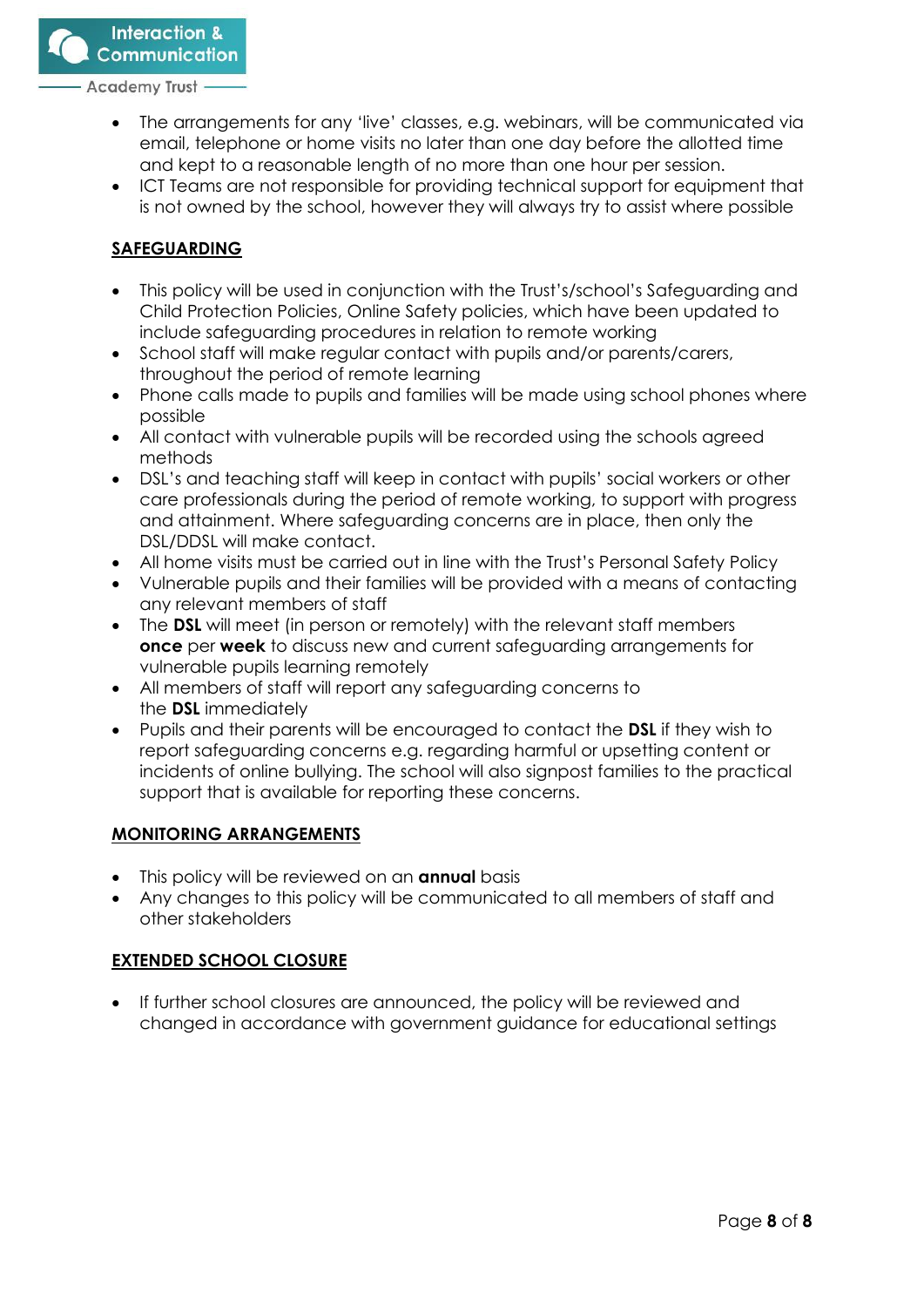- The arrangements for any 'live' classes, e.g. webinars, will be communicated via email, telephone or home visits no later than one day before the allotted time and kept to a reasonable length of no more than one hour per session.
- ICT Teams are not responsible for providing technical support for equipment that is not owned by the school, however they will always try to assist where possible

## SAFEGUARDING

- This policy will be used in conjunction with the Trust's/school's Safeguarding and Child Protection Policies, Online Safety policies, which have been updated to include safeguarding procedures in relation to remote working
- School staff will make regular contact with pupils and/or parents/carers, throughout the period of remote learning
- Phone calls made to pupils and families will be made using school phones where possible
- All contact with vulnerable pupils will be recorded using the schools agreed methods
- DSL's and teaching staff will keep in contact with pupils' social workers or other care professionals during the period of remote working, to support with progress and attainment. Where safeguarding concerns are in place, then only the DSL/DDSL will make contact.
- All home visits must be carried out in line with the Trust's Personal Safety Policy
- Vulnerable pupils and their families will be provided with a means of contacting any relevant members of staff
- The **DSL** will meet (in person or remotely) with the relevant staff members **once** per **week** to discuss new and current safeguarding arrangements for vulnerable pupils learning remotely
- All members of staff will report any safeguarding concerns to the **DSL** immediately
- Pupils and their parents will be encouraged to contact the **DSL** if they wish to report safeguarding concerns e.g. regarding harmful or upsetting content or incidents of online bullying. The school will also signpost families to the practical support that is available for reporting these concerns.

## MONITORING ARRANGEMENTS

- This policy will be reviewed on an **annual** basis
- Any changes to this policy will be communicated to all members of staff and other stakeholders

## EXTENDED SCHOOL CLOSURE

- If further school closures are announced, the policy will be reviewed and changed in accordance with government guidance for educational settings